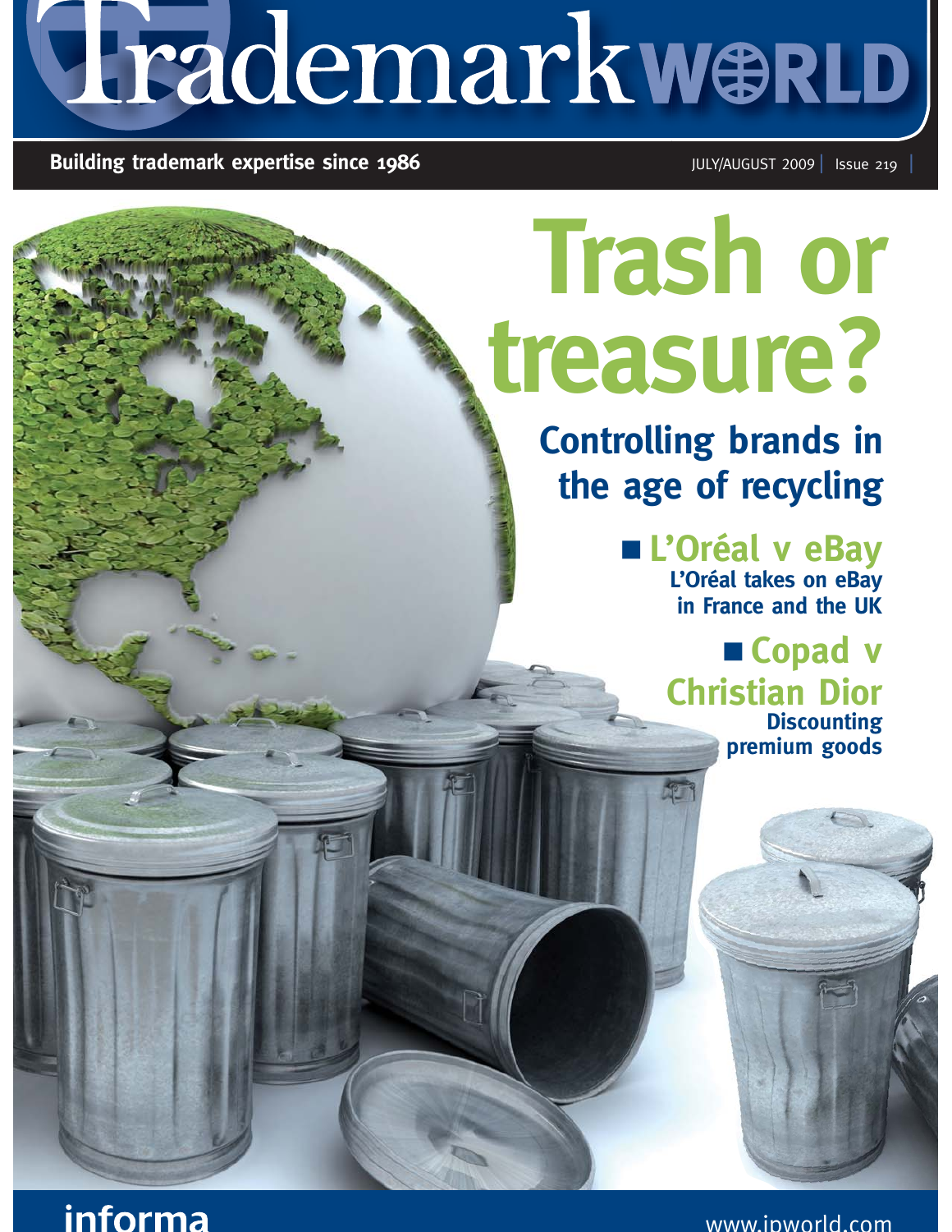# Trademark WORLD

**Building trademark expertise since 1986**

JULY/AUGUST 2009 | Issue 219

# Trash or treasure?

## Controlling brands in the age of recycling

- **L'Oréal v eBay**
  L'Oréal takes on eBay in France and the UK
- **Copad v Christian Dior**
  Discounting premium goods

informa

www.ipworld.com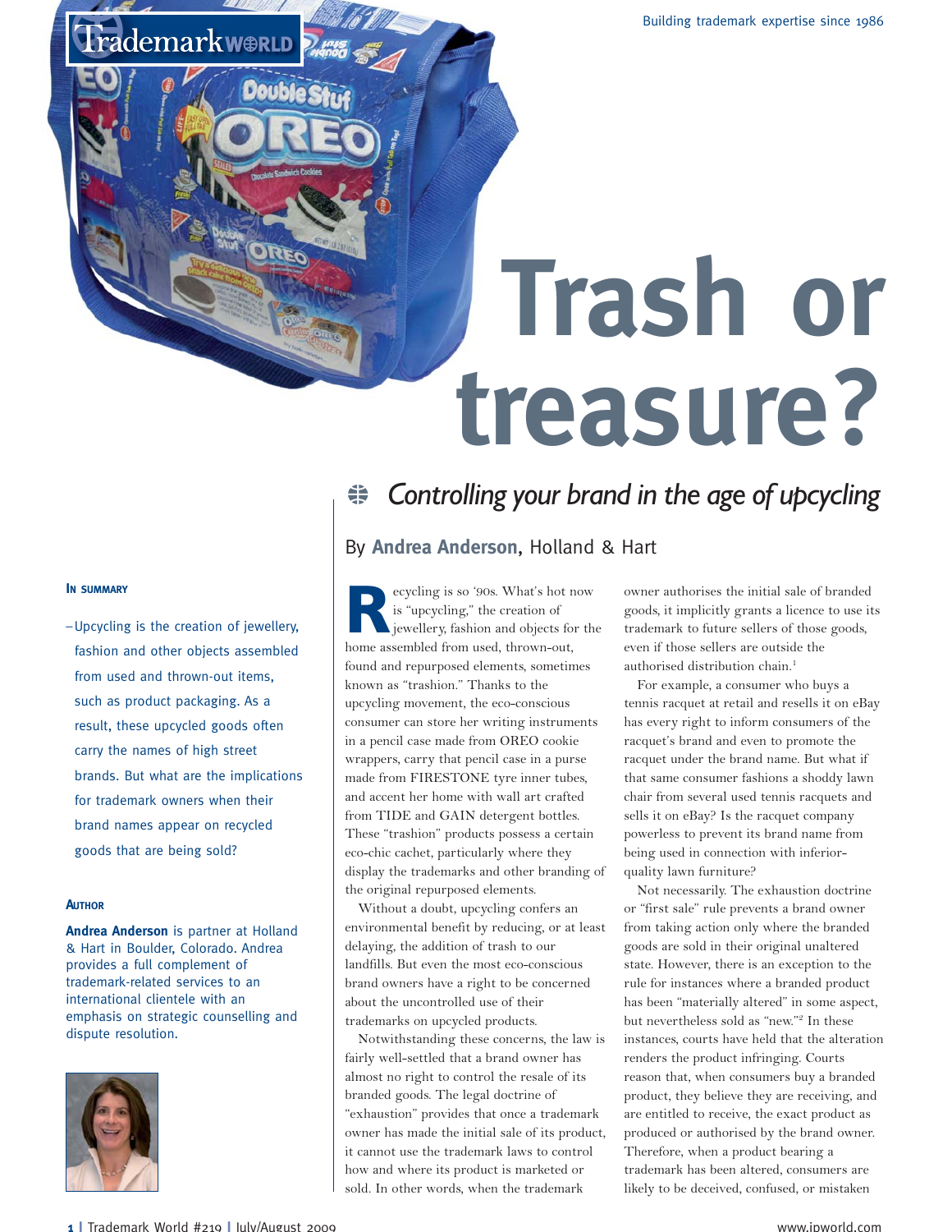# Trash or treasure?

## Controlling your brand in the age of upcycling

By **Andrea Anderson**, Holland & Hart

**In summary**

– Upcycling is the creation of jewellery, fashion and other objects assembled from used and thrown-out items, such as product packaging. As a result, these upcycled goods often carry the names of high street brands. But what are the implications for trademark owners when their brand names appear on recycled goods that are being sold?

**Author**

**Andrea Anderson** is partner at Holland & Hart in Boulder, Colorado. Andrea provides a full complement of trademark-related services to an international clientele with an emphasis on strategic counselling and dispute resolution.

Recycling is so '90s. What's hot now is "upcycling," the creation of jewellery, fashion and objects for the home assembled from used, thrown-out, found and repurposed elements, sometimes known as "trashion." Thanks to the upcycling movement, the eco-conscious consumer can store her writing instruments in a pencil case made from OREO cookie wrappers, carry that pencil case in a purse made from FIRESTONE tyre inner tubes, and accent her home with wall art crafted from TIDE and GAIN detergent bottles. These "trashion" products possess a certain eco-chic cachet, particularly where they display the trademarks and other branding of the original repurposed elements.

Without a doubt, upcycling confers an environmental benefit by reducing, or at least delaying, the addition of trash to our landfills. But even the most eco-conscious brand owners have a right to be concerned about the uncontrolled use of their trademarks on upcycled products.

Notwithstanding these concerns, the law is fairly well-settled that a brand owner has almost no right to control the resale of its branded goods. The legal doctrine of "exhaustion" provides that once a trademark owner has made the initial sale of its product, it cannot use the trademark laws to control how and where its product is marketed or sold. In other words, when the trademark owner authorises the initial sale of branded goods, it implicitly grants a licence to use its trademark to future sellers of those goods, even if those sellers are outside the authorised distribution chain.[1]

For example, a consumer who buys a tennis racquet at retail and resells it on eBay has every right to inform consumers of the racquet's brand and even to promote the racquet under the brand name. But what if that same consumer fashions a shoddy lawn chair from several used tennis racquets and sells it on eBay? Is the racquet company powerless to prevent its brand name from being used in connection with inferior-quality lawn furniture?

Not necessarily. The exhaustion doctrine or "first sale" rule prevents a brand owner from taking action only where the branded goods are sold in their original unaltered state. However, there is an exception to the rule for instances where a branded product has been "materially altered" in some aspect, but nevertheless sold as "new."[2] In these instances, courts have held that the alteration renders the product infringing. Courts reason that, when consumers buy a branded product, they believe they are receiving, and are entitled to receive, the exact product as produced or authorised by the brand owner. Therefore, when a product bearing a trademark has been altered, consumers are likely to be deceived, confused, or mistaken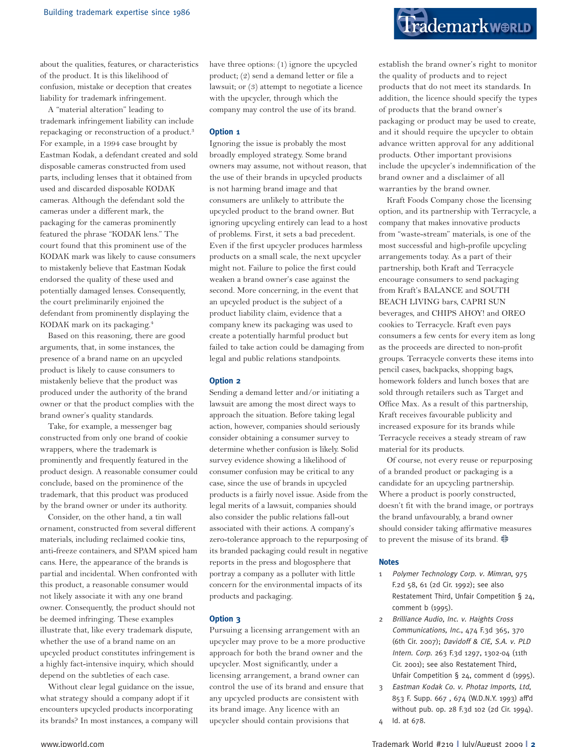about the qualities, features, or characteristics of the product. It is this likelihood of confusion, mistake or deception that creates liability for trademark infringement.

A "material alteration" leading to trademark infringement liability can include repackaging or reconstruction of a product.[3] For example, in a 1994 case brought by Eastman Kodak, a defendant created and sold disposable cameras constructed from used parts, including lenses that it obtained from used and discarded disposable KODAK cameras. Although the defendant sold the cameras under a different mark, the packaging for the cameras prominently featured the phrase "KODAK lens." The court found that this prominent use of the KODAK mark was likely to cause consumers to mistakenly believe that Eastman Kodak endorsed the quality of these used and potentially damaged lenses. Consequently, the court preliminarily enjoined the defendant from prominently displaying the KODAK mark on its packaging.[4]

Based on this reasoning, there are good arguments, that, in some instances, the presence of a brand name on an upcycled product is likely to cause consumers to mistakenly believe that the product was produced under the authority of the brand owner or that the product complies with the brand owner's quality standards.

Take, for example, a messenger bag constructed from only one brand of cookie wrappers, where the trademark is prominently and frequently featured in the product design. A reasonable consumer could conclude, based on the prominence of the trademark, that this product was produced by the brand owner or under its authority.

Consider, on the other hand, a tin wall ornament, constructed from several different materials, including reclaimed cookie tins, anti-freeze containers, and SPAM spiced ham cans. Here, the appearance of the brands is partial and incidental. When confronted with this product, a reasonable consumer would not likely associate it with any one brand owner. Consequently, the product should not be deemed infringing. These examples illustrate that, like every trademark dispute, whether the use of a brand name on an upcycled product constitutes infringement is a highly fact-intensive inquiry, which should depend on the subtleties of each case.

Without clear legal guidance on the issue, what strategy should a company adopt if it encounters upcycled products incorporating its brands? In most instances, a company will have three options: (1) ignore the upcycled product; (2) send a demand letter or file a lawsuit; or (3) attempt to negotiate a licence with the upcycler, through which the company may control the use of its brand.

### Option 1

Ignoring the issue is probably the most broadly employed strategy. Some brand owners may assume, not without reason, that the use of their brands in upcycled products is not harming brand image and that consumers are unlikely to attribute the upcycled product to the brand owner. But ignoring upcycling entirely can lead to a host of problems. First, it sets a bad precedent. Even if the first upcycler produces harmless products on a small scale, the next upcycler might not. Failure to police the first could weaken a brand owner's case against the second. More concerning, in the event that an upcycled product is the subject of a product liability claim, evidence that a company knew its packaging was used to create a potentially harmful product but failed to take action could be damaging from legal and public relations standpoints.

### Option 2

Sending a demand letter and/or initiating a lawsuit are among the most direct ways to approach the situation. Before taking legal action, however, companies should seriously consider obtaining a consumer survey to determine whether confusion is likely. Solid survey evidence showing a likelihood of consumer confusion may be critical to any case, since the use of brands in upcycled products is a fairly novel issue. Aside from the legal merits of a lawsuit, companies should also consider the public relations fall-out associated with their actions. A company's zero-tolerance approach to the repurposing of its branded packaging could result in negative reports in the press and blogosphere that portray a company as a polluter with little concern for the environmental impacts of its products and packaging.

### Option 3

Pursuing a licensing arrangement with an upcycler may prove to be a more productive approach for both the brand owner and the upcycler. Most significantly, under a licensing arrangement, a brand owner can control the use of its brand and ensure that any upcycled products are consistent with its brand image. Any licence with an upcycler should contain provisions that establish the brand owner's right to monitor the quality of products and to reject products that do not meet its standards. In addition, the licence should specify the types of products that the brand owner's packaging or product may be used to create, and it should require the upcycler to obtain advance written approval for any additional products. Other important provisions include the upcycler's indemnification of the brand owner and a disclaimer of all warranties by the brand owner.

Kraft Foods Company chose the licensing option, and its partnership with Terracycle, a company that makes innovative products from "waste-stream" materials, is one of the most successful and high-profile upcycling arrangements today. As a part of their partnership, both Kraft and Terracycle encourage consumers to send packaging from Kraft's BALANCE and SOUTH BEACH LIVING bars, CAPRI SUN beverages, and CHIPS AHOY! and OREO cookies to Terracycle. Kraft even pays consumers a few cents for every item as long as the proceeds are directed to non-profit groups. Terracycle converts these items into pencil cases, backpacks, shopping bags, homework folders and lunch boxes that are sold through retailers such as Target and Office Max. As a result of this partnership, Kraft receives favourable publicity and increased exposure for its brands while Terracycle receives a steady stream of raw material for its products.

Of course, not every reuse or repurposing of a branded product or packaging is a candidate for an upcycling partnership. Where a product is poorly constructed, doesn't fit with the brand image, or portrays the brand unfavourably, a brand owner should consider taking affirmative measures to prevent the misuse of its brand.

### Notes

1. *Polymer Technology Corp. v. Mimran*, 975 F.2d 58, 61 (2d Cir. 1992); see also Restatement Third, Unfair Competition § 24, comment b (1995).
2. *Brilliance Audio, Inc. v. Haights Cross Communications, Inc.*, 474 F.3d 365, 370 (6th Cir. 2007); *Davidoff & CIE, S.A. v. PLD Intern. Corp.* 263 F.3d 1297, 1302-04 (11th Cir. 2001); see also Restatement Third, Unfair Competition § 24, comment d (1995).
3. *Eastman Kodak Co. v. Photaz Imports, Ltd*, 853 F. Supp. 667 , 674 (W.D.N.Y. 1993) aff'd without pub. op. 28 F.3d 102 (2d Cir. 1994).
4. Id. at 678.